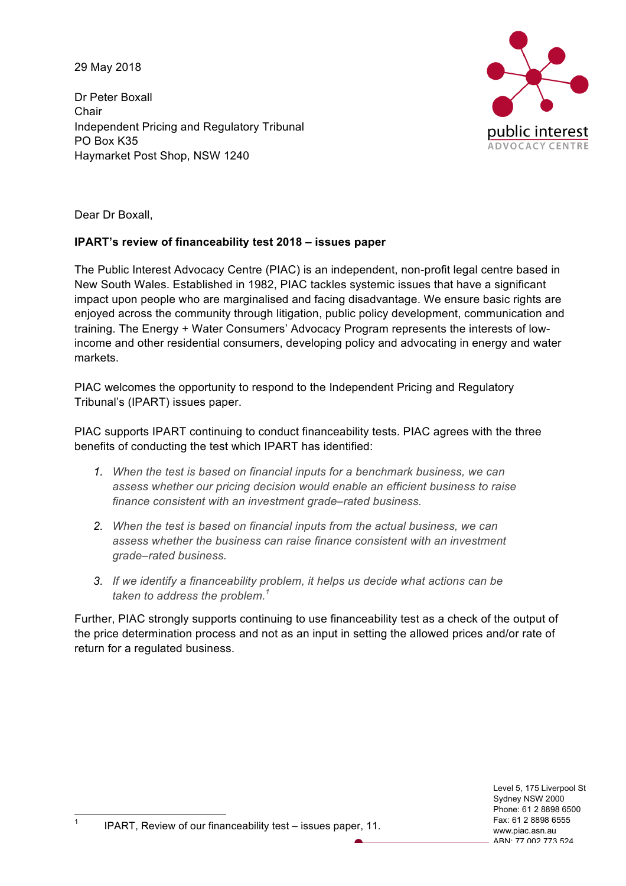29 May 2018

Dr Peter Boxall
Chair
Independent Pricing and Regulatory Tribunal
PO Box K35
Haymarket Post Shop, NSW 1240

Dear Dr Boxall,

**IPART's review of financeability test 2018 – issues paper**

The Public Interest Advocacy Centre (PIAC) is an independent, non-profit legal centre based in New South Wales. Established in 1982, PIAC tackles systemic issues that have a significant impact upon people who are marginalised and facing disadvantage. We ensure basic rights are enjoyed across the community through litigation, public policy development, communication and training. The Energy + Water Consumers' Advocacy Program represents the interests of low-income and other residential consumers, developing policy and advocating in energy and water markets.

PIAC welcomes the opportunity to respond to the Independent Pricing and Regulatory Tribunal's (IPART) issues paper.

PIAC supports IPART continuing to conduct financeability tests. PIAC agrees with the three benefits of conducting the test which IPART has identified:

1. *When the test is based on financial inputs for a benchmark business, we can assess whether our pricing decision would enable an efficient business to raise finance consistent with an investment grade–rated business.*
2. *When the test is based on financial inputs from the actual business, we can assess whether the business can raise finance consistent with an investment grade–rated business.*
3. *If we identify a financeability problem, it helps us decide what actions can be taken to address the problem.*[1]

Further, PIAC strongly supports continuing to use financeability test as a check of the output of the price determination process and not as an input in setting the allowed prices and/or rate of return for a regulated business.

[1] IPART, Review of our financeability test – issues paper, 11.

Level 5, 175 Liverpool St
Sydney NSW 2000
Phone: 61 2 8898 6500
Fax: 61 2 8898 6555
www.piac.asn.au
ABN: 77 002 773 524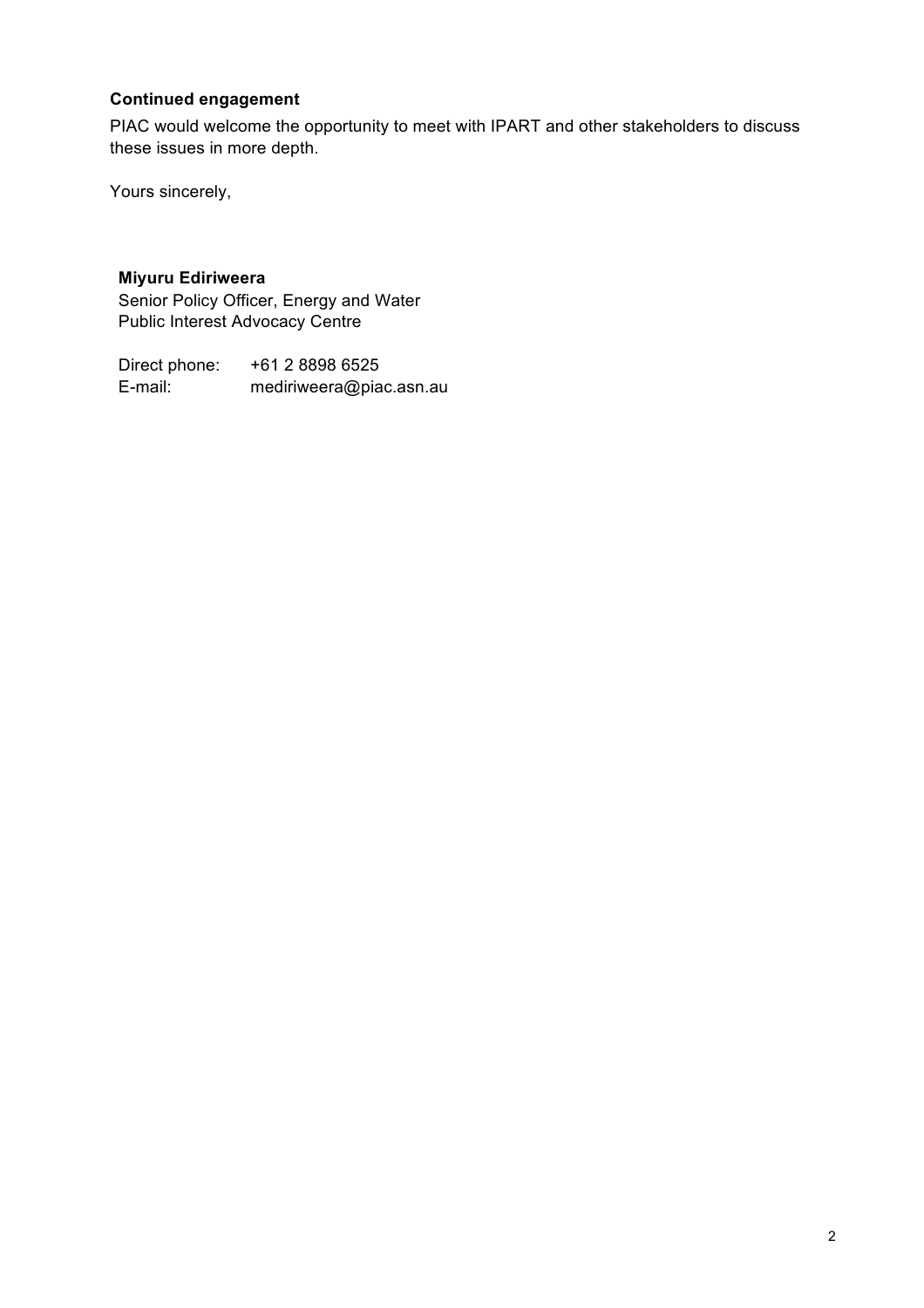**Continued engagement**

PIAC would welcome the opportunity to meet with IPART and other stakeholders to discuss these issues in more depth.

Yours sincerely,

**Miyuru Ediriweera**
Senior Policy Officer, Energy and Water
Public Interest Advocacy Centre

Direct phone: +61 2 8898 6525
E-mail: mediriweera@piac.asn.au